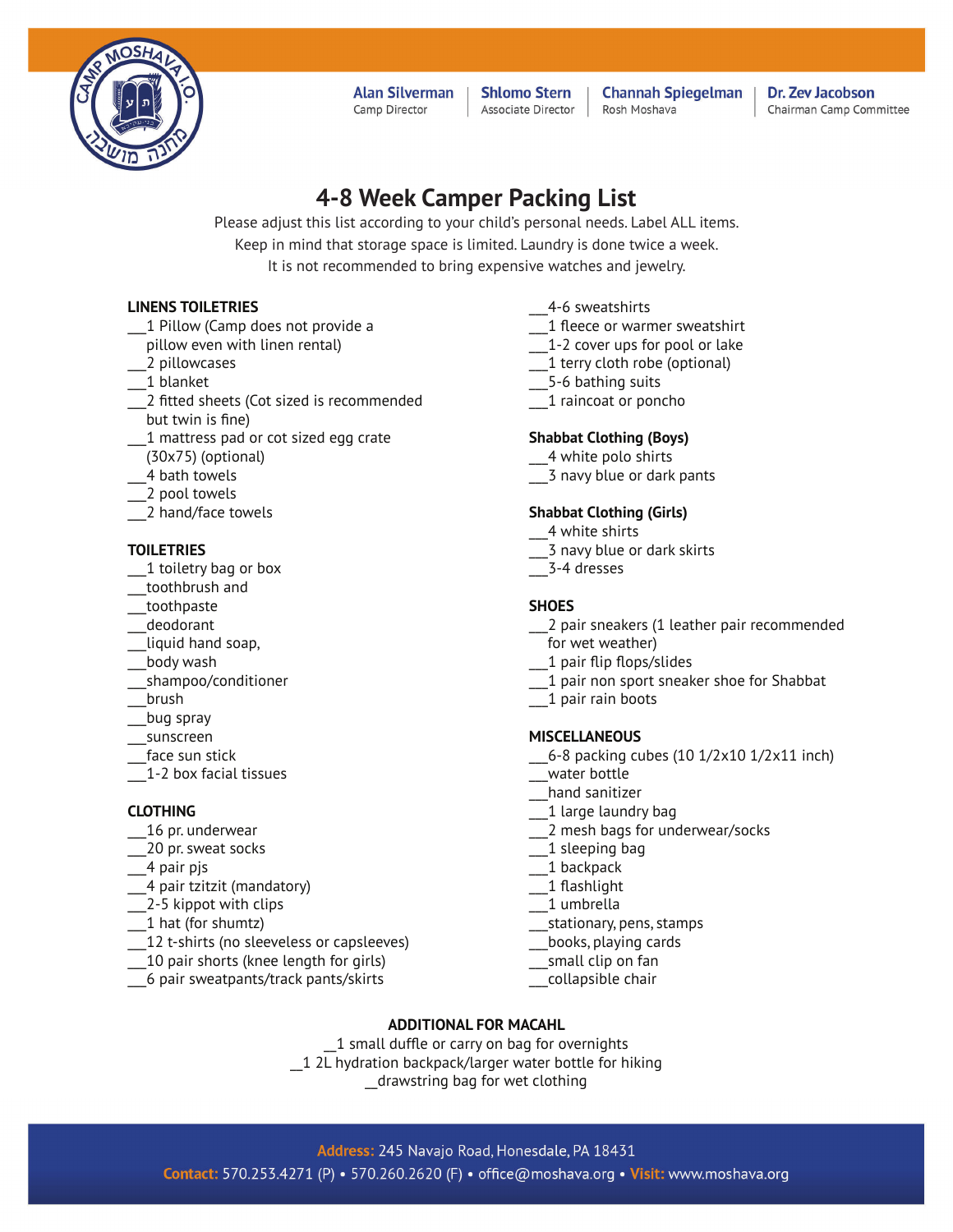Alan Silverman
Camp Director

Shlomo Stern
Associate Director

Channah Spiegelman
Rosh Moshava

Dr. Zev Jacobson
Chairman Camp Committee

# 4-8 Week Camper Packing List

Please adjust this list according to your child's personal needs. Label ALL items.
Keep in mind that storage space is limited. Laundry is done twice a week.
It is not recommended to bring expensive watches and jewelry.

### LINENS TOILETRIES

- ___1 Pillow (Camp does not provide a pillow even with linen rental)
- ___2 pillowcases
- ___1 blanket
- ___2 fitted sheets (Cot sized is recommended but twin is fine)
- ___1 mattress pad or cot sized egg crate (30x75) (optional)
- ___4 bath towels
- ___2 pool towels
- ___2 hand/face towels

### TOILETRIES

- ___1 toiletry bag or box
- ___toothbrush and
- ___toothpaste
- ___deodorant
- ___liquid hand soap,
- ___body wash
- ___shampoo/conditioner
- ___brush
- ___bug spray
- ___sunscreen
- ___face sun stick
- ___1-2 box facial tissues

### CLOTHING

- ___16 pr. underwear
- ___20 pr. sweat socks
- ___4 pair pjs
- ___4 pair tzitzit (mandatory)
- ___2-5 kippot with clips
- ___1 hat (for shumtz)
- ___12 t-shirts (no sleeveless or capsleeves)
- ___10 pair shorts (knee length for girls)
- ___6 pair sweatpants/track pants/skirts
- ___4-6 sweatshirts
- ___1 fleece or warmer sweatshirt
- ___1-2 cover ups for pool or lake
- ___1 terry cloth robe (optional)
- ___5-6 bathing suits
- ___1 raincoat or poncho

### Shabbat Clothing (Boys)

- ___4 white polo shirts
- ___3 navy blue or dark pants

### Shabbat Clothing (Girls)

- ___4 white shirts
- ___3 navy blue or dark skirts
- ___3-4 dresses

### SHOES

- ___2 pair sneakers (1 leather pair recommended for wet weather)
- ___1 pair flip flops/slides
- ___1 pair non sport sneaker shoe for Shabbat
- ___1 pair rain boots

### MISCELLANEOUS

- ___6-8 packing cubes (10 1/2x10 1/2x11 inch)
- ___water bottle
- ___hand sanitizer
- ___1 large laundry bag
- ___2 mesh bags for underwear/socks
- ___1 sleeping bag
- ___1 backpack
- ___1 flashlight
- ___1 umbrella
- ___stationary, pens, stamps
- ___books, playing cards
- ___small clip on fan
- ___collapsible chair

### ADDITIONAL FOR MACAHL

- __1 small duffle or carry on bag for overnights
- __1 2L hydration backpack/larger water bottle for hiking
- __drawstring bag for wet clothing

**Address:** 245 Navajo Road, Honesdale, PA 18431
**Contact:** 570.253.4271 (P) • 570.260.2620 (F) • office@moshava.org • **Visit:** www.moshava.org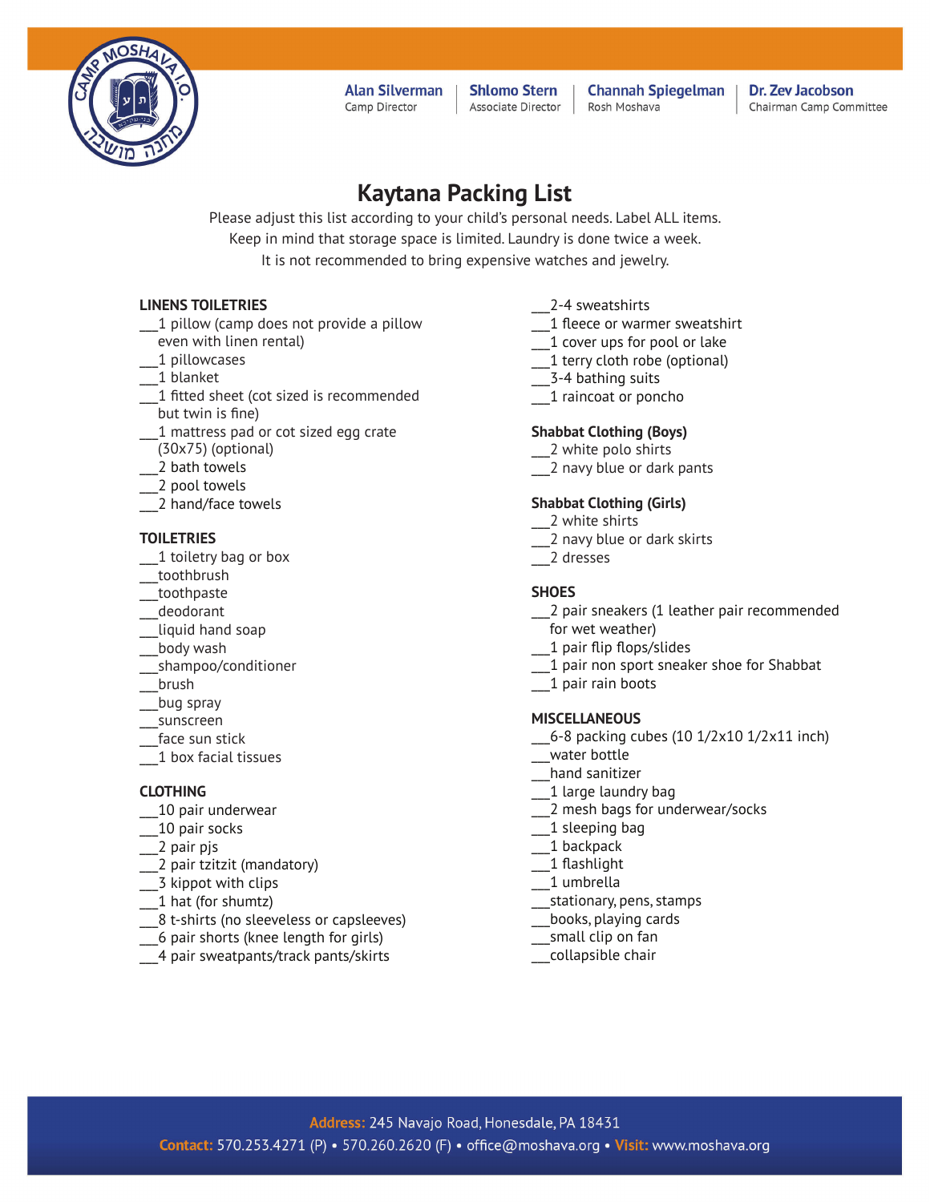Alan Silverman — Camp Director | Shlomo Stern — Associate Director | Channah Spiegelman — Rosh Moshava | Dr. Zev Jacobson — Chairman Camp Committee

# Kaytana Packing List

Please adjust this list according to your child's personal needs. Label ALL items.
Keep in mind that storage space is limited. Laundry is done twice a week.
It is not recommended to bring expensive watches and jewelry.

**LINENS TOILETRIES**

___1 pillow (camp does not provide a pillow even with linen rental)
___1 pillowcases
___1 blanket
___1 fitted sheet (cot sized is recommended but twin is fine)
___1 mattress pad or cot sized egg crate (30x75) (optional)
___2 bath towels
___2 pool towels
___2 hand/face towels

**TOILETRIES**

___1 toiletry bag or box
___toothbrush
___toothpaste
___deodorant
___liquid hand soap
___body wash
___shampoo/conditioner
___brush
___bug spray
___sunscreen
___face sun stick
___1 box facial tissues

**CLOTHING**

___10 pair underwear
___10 pair socks
___2 pair pjs
___2 pair tzitzit (mandatory)
___3 kippot with clips
___1 hat (for shumtz)
___8 t-shirts (no sleeveless or capsleeves)
___6 pair shorts (knee length for girls)
___4 pair sweatpants/track pants/skirts
___2-4 sweatshirts
___1 fleece or warmer sweatshirt
___1 cover ups for pool or lake
___1 terry cloth robe (optional)
___3-4 bathing suits
___1 raincoat or poncho

**Shabbat Clothing (Boys)**

___2 white polo shirts
___2 navy blue or dark pants

**Shabbat Clothing (Girls)**

___2 white shirts
___2 navy blue or dark skirts
___2 dresses

**SHOES**

___2 pair sneakers (1 leather pair recommended for wet weather)
___1 pair flip flops/slides
___1 pair non sport sneaker shoe for Shabbat
___1 pair rain boots

**MISCELLANEOUS**

___6-8 packing cubes (10 1/2x10 1/2x11 inch)
___water bottle
___hand sanitizer
___1 large laundry bag
___2 mesh bags for underwear/socks
___1 sleeping bag
___1 backpack
___1 flashlight
___1 umbrella
___stationary, pens, stamps
___books, playing cards
___small clip on fan
___collapsible chair

**Address:** 245 Navajo Road, Honesdale, PA 18431
**Contact:** 570.253.4271 (P) • 570.260.2620 (F) • office@moshava.org • **Visit:** www.moshava.org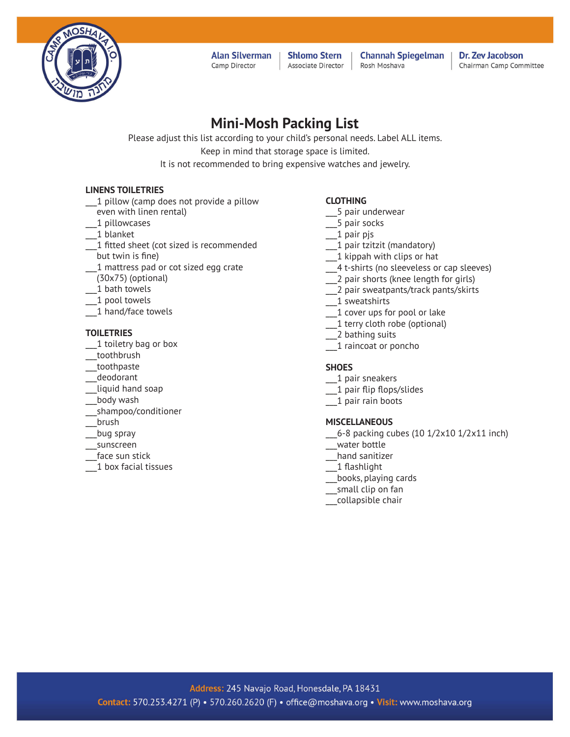Alan Silverman
Camp Director

Shlomo Stern
Associate Director

Channah Spiegelman
Rosh Moshava

Dr. Zev Jacobson
Chairman Camp Committee

# Mini-Mosh Packing List

Please adjust this list according to your child's personal needs. Label ALL items.
Keep in mind that storage space is limited.
It is not recommended to bring expensive watches and jewelry.

**LINENS TOILETRIES**

___1 pillow (camp does not provide a pillow even with linen rental)
___1 pillowcases
___1 blanket
___1 fitted sheet (cot sized is recommended but twin is fine)
___1 mattress pad or cot sized egg crate (30x75) (optional)
___1 bath towels
___1 pool towels
___1 hand/face towels

**TOILETRIES**

___1 toiletry bag or box
___toothbrush
___toothpaste
___deodorant
___liquid hand soap
___body wash
___shampoo/conditioner
___brush
___bug spray
___sunscreen
___face sun stick
___1 box facial tissues

**CLOTHING**

___5 pair underwear
___5 pair socks
___1 pair pjs
___1 pair tzitzit (mandatory)
___1 kippah with clips or hat
___4 t-shirts (no sleeveless or cap sleeves)
___2 pair shorts (knee length for girls)
___2 pair sweatpants/track pants/skirts
___1 sweatshirts
___1 cover ups for pool or lake
___1 terry cloth robe (optional)
___2 bathing suits
___1 raincoat or poncho

**SHOES**

___1 pair sneakers
___1 pair flip flops/slides
___1 pair rain boots

**MISCELLANEOUS**

___6-8 packing cubes (10 1/2x10 1/2x11 inch)
___water bottle
___hand sanitizer
___1 flashlight
___books, playing cards
___small clip on fan
___collapsible chair

**Address:** 245 Navajo Road, Honesdale, PA 18431
**Contact:** 570.253.4271 (P) • 570.260.2620 (F) • office@moshava.org • **Visit:** www.moshava.org